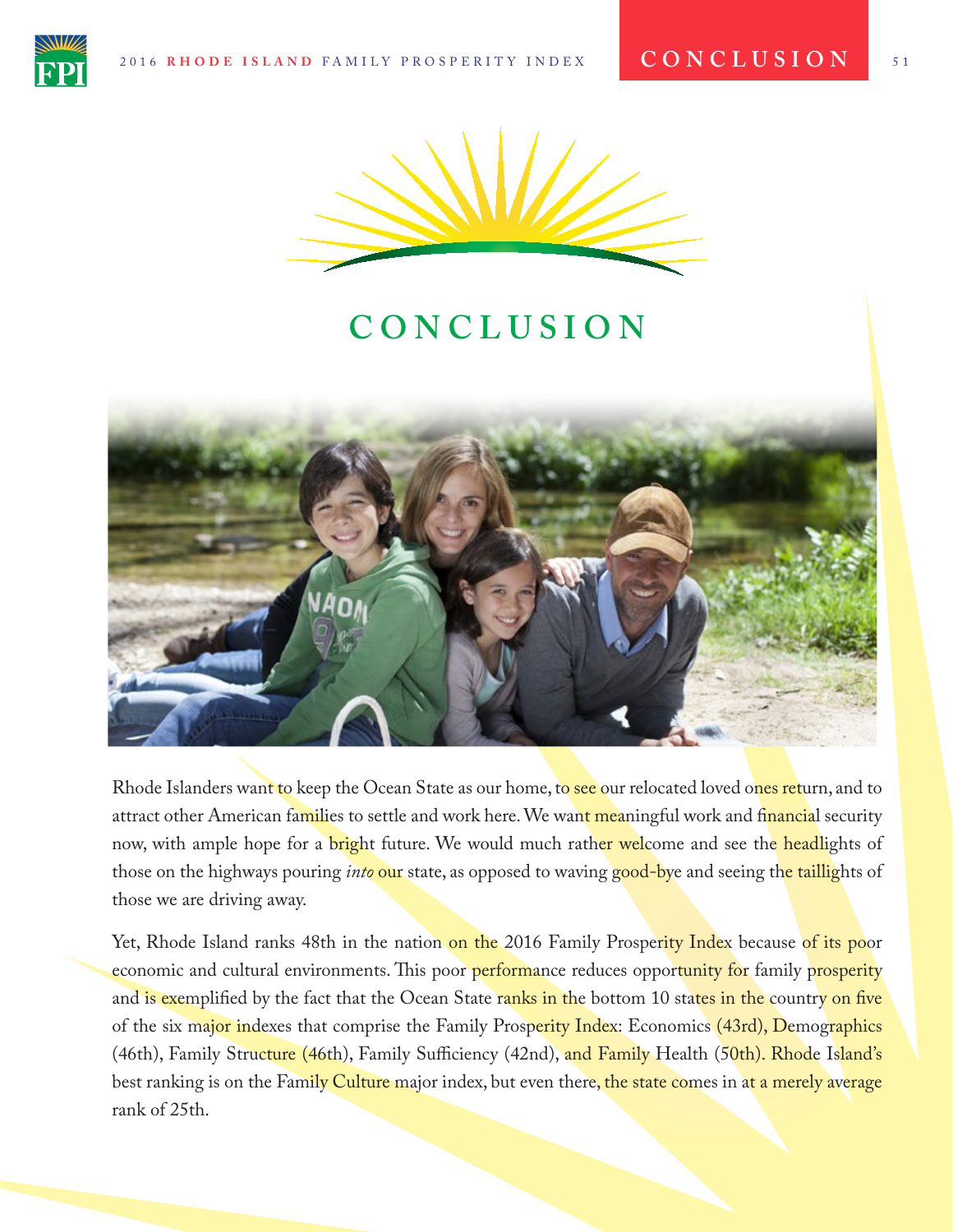# CONCLUSION

Rhode Islanders want to keep the Ocean State as our home, to see our relocated loved ones return, and to attract other American families to settle and work here. We want meaningful work and financial security now, with ample hope for a bright future. We would much rather welcome and see the headlights of those on the highways pouring *into* our state, as opposed to waving good-bye and seeing the taillights of those we are driving away.

Yet, Rhode Island ranks 48th in the nation on the 2016 Family Prosperity Index because of its poor economic and cultural environments. This poor performance reduces opportunity for family prosperity and is exemplified by the fact that the Ocean State ranks in the bottom 10 states in the country on five of the six major indexes that comprise the Family Prosperity Index: Economics (43rd), Demographics (46th), Family Structure (46th), Family Sufficiency (42nd), and Family Health (50th). Rhode Island's best ranking is on the Family Culture major index, but even there, the state comes in at a merely average rank of 25th.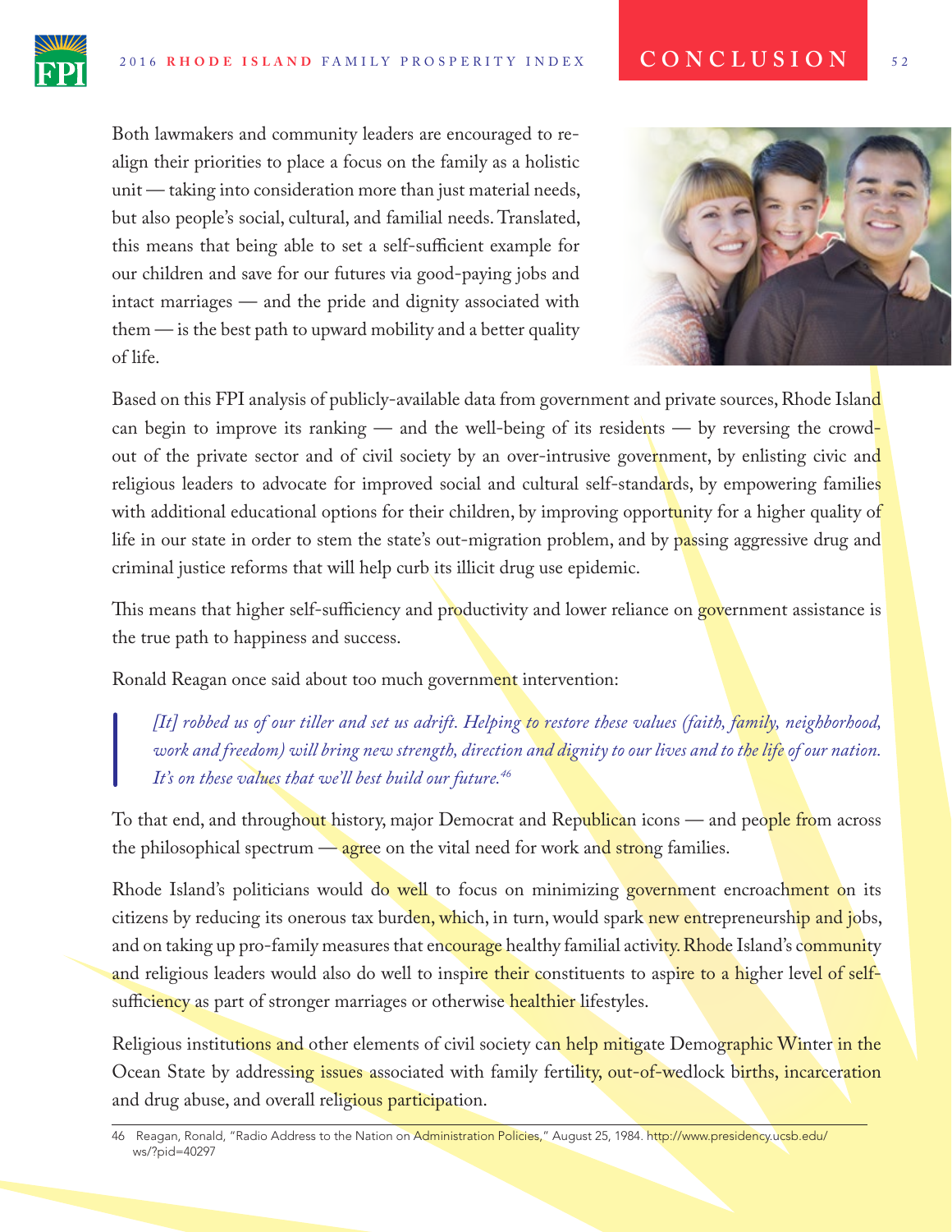# CONCLUSION

Both lawmakers and community leaders are encouraged to re-align their priorities to place a focus on the family as a holistic unit — taking into consideration more than just material needs, but also people's social, cultural, and familial needs. Translated, this means that being able to set a self-sufficient example for our children and save for our futures via good-paying jobs and intact marriages — and the pride and dignity associated with them — is the best path to upward mobility and a better quality of life.

Based on this FPI analysis of publicly-available data from government and private sources, Rhode Island can begin to improve its ranking — and the well-being of its residents — by reversing the crowd-out of the private sector and of civil society by an over-intrusive government, by enlisting civic and religious leaders to advocate for improved social and cultural self-standards, by empowering families with additional educational options for their children, by improving opportunity for a higher quality of life in our state in order to stem the state's out-migration problem, and by passing aggressive drug and criminal justice reforms that will help curb its illicit drug use epidemic.

This means that higher self-sufficiency and productivity and lower reliance on government assistance is the true path to happiness and success.

Ronald Reagan once said about too much government intervention:

> *[It] robbed us of our tiller and set us adrift. Helping to restore these values (faith, family, neighborhood, work and freedom) will bring new strength, direction and dignity to our lives and to the life of our nation. It's on these values that we'll best build our future.*[46]

To that end, and throughout history, major Democrat and Republican icons — and people from across the philosophical spectrum — agree on the vital need for work and strong families.

Rhode Island's politicians would do well to focus on minimizing government encroachment on its citizens by reducing its onerous tax burden, which, in turn, would spark new entrepreneurship and jobs, and on taking up pro-family measures that encourage healthy familial activity. Rhode Island's community and religious leaders would also do well to inspire their constituents to aspire to a higher level of self-sufficiency as part of stronger marriages or otherwise healthier lifestyles.

Religious institutions and other elements of civil society can help mitigate Demographic Winter in the Ocean State by addressing issues associated with family fertility, out-of-wedlock births, incarceration and drug abuse, and overall religious participation.

46 Reagan, Ronald, "Radio Address to the Nation on Administration Policies," August 25, 1984. http://www.presidency.ucsb.edu/ws/?pid=40297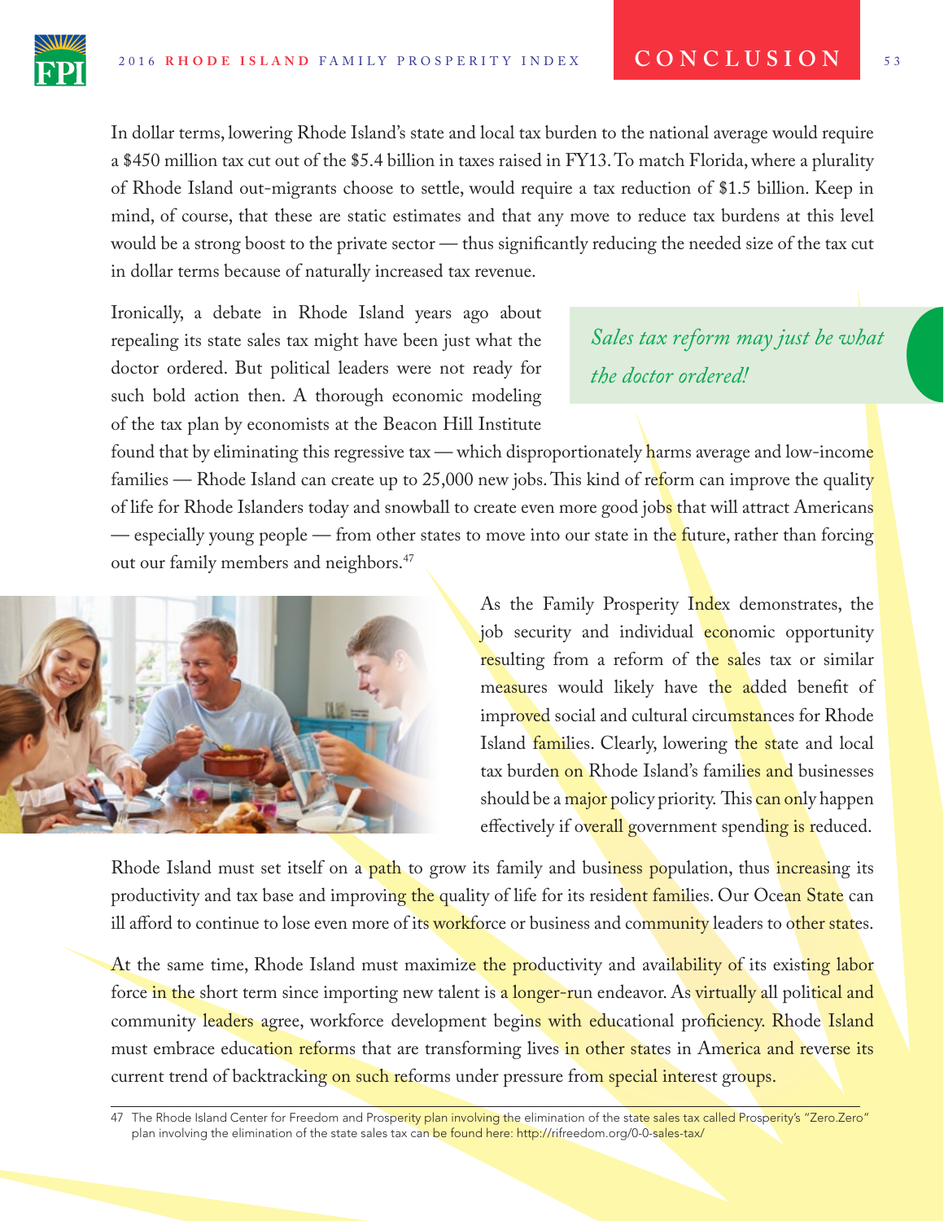In dollar terms, lowering Rhode Island's state and local tax burden to the national average would require a $450 million tax cut out of the $5.4 billion in taxes raised in FY13. To match Florida, where a plurality of Rhode Island out-migrants choose to settle, would require a tax reduction of $1.5 billion. Keep in mind, of course, that these are static estimates and that any move to reduce tax burdens at this level would be a strong boost to the private sector — thus significantly reducing the needed size of the tax cut in dollar terms because of naturally increased tax revenue.

Ironically, a debate in Rhode Island years ago about repealing its state sales tax might have been just what the doctor ordered. But political leaders were not ready for such bold action then. A thorough economic modeling of the tax plan by economists at the Beacon Hill Institute found that by eliminating this regressive tax — which disproportionately harms average and low-income families — Rhode Island can create up to 25,000 new jobs. This kind of reform can improve the quality of life for Rhode Islanders today and snowball to create even more good jobs that will attract Americans — especially young people — from other states to move into our state in the future, rather than forcing out our family members and neighbors.[47]

*Sales tax reform may just be what the doctor ordered!*

As the Family Prosperity Index demonstrates, the job security and individual economic opportunity resulting from a reform of the sales tax or similar measures would likely have the added benefit of improved social and cultural circumstances for Rhode Island families. Clearly, lowering the state and local tax burden on Rhode Island's families and businesses should be a major policy priority. This can only happen effectively if overall government spending is reduced.

Rhode Island must set itself on a path to grow its family and business population, thus increasing its productivity and tax base and improving the quality of life for its resident families. Our Ocean State can ill afford to continue to lose even more of its workforce or business and community leaders to other states.

At the same time, Rhode Island must maximize the productivity and availability of its existing labor force in the short term since importing new talent is a longer-run endeavor. As virtually all political and community leaders agree, workforce development begins with educational proficiency. Rhode Island must embrace education reforms that are transforming lives in other states in America and reverse its current trend of backtracking on such reforms under pressure from special interest groups.

---

47 The Rhode Island Center for Freedom and Prosperity plan involving the elimination of the state sales tax called Prosperity's "Zero.Zero" plan involving the elimination of the state sales tax can be found here: http://rifreedom.org/0-0-sales-tax/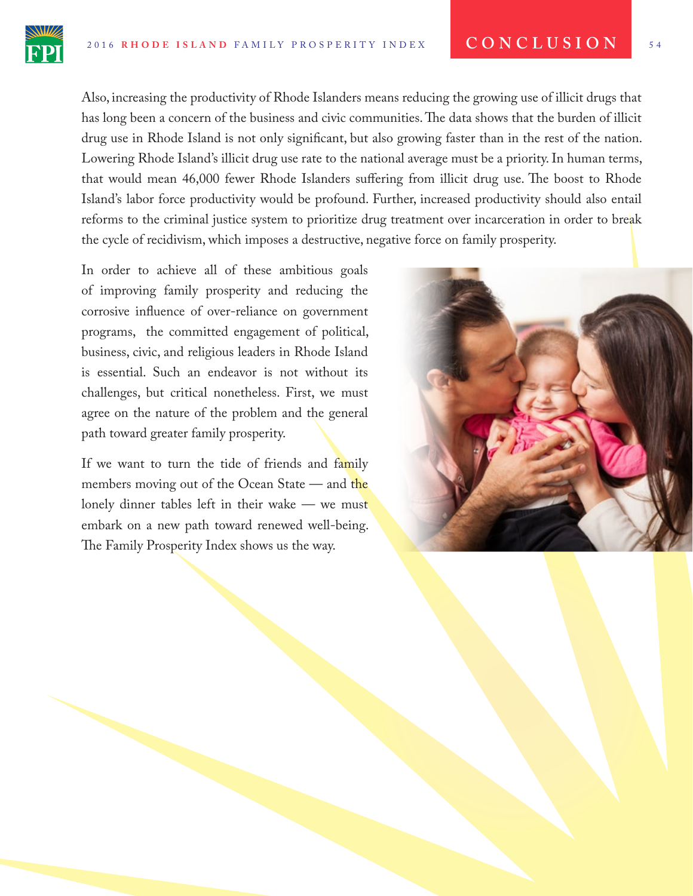Also, increasing the productivity of Rhode Islanders means reducing the growing use of illicit drugs that has long been a concern of the business and civic communities. The data shows that the burden of illicit drug use in Rhode Island is not only significant, but also growing faster than in the rest of the nation. Lowering Rhode Island's illicit drug use rate to the national average must be a priority. In human terms, that would mean 46,000 fewer Rhode Islanders suffering from illicit drug use. The boost to Rhode Island's labor force productivity would be profound. Further, increased productivity should also entail reforms to the criminal justice system to prioritize drug treatment over incarceration in order to break the cycle of recidivism, which imposes a destructive, negative force on family prosperity.

In order to achieve all of these ambitious goals of improving family prosperity and reducing the corrosive influence of over-reliance on government programs, the committed engagement of political, business, civic, and religious leaders in Rhode Island is essential. Such an endeavor is not without its challenges, but critical nonetheless. First, we must agree on the nature of the problem and the general path toward greater family prosperity.

If we want to turn the tide of friends and family members moving out of the Ocean State — and the lonely dinner tables left in their wake — we must embark on a new path toward renewed well-being. The Family Prosperity Index shows us the way.